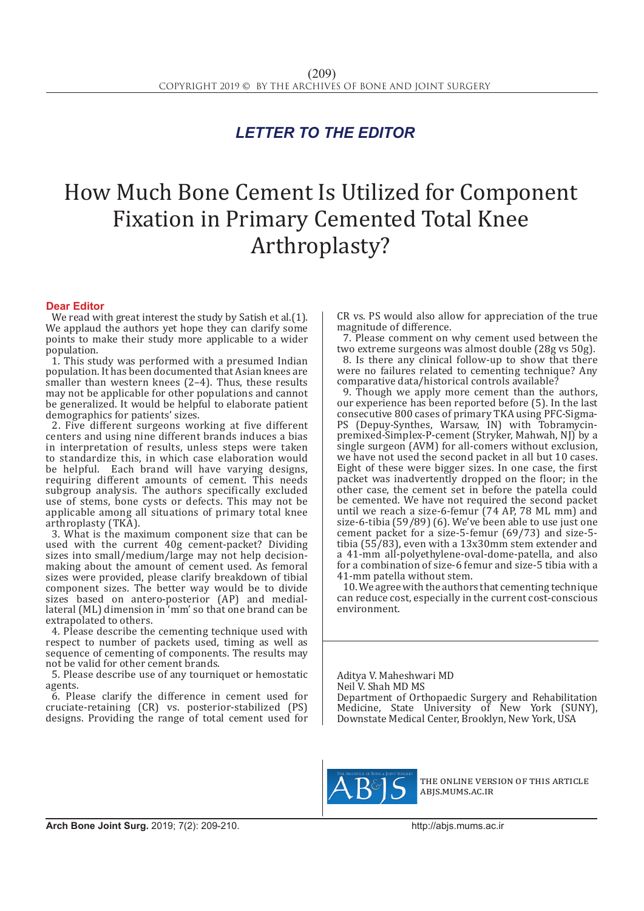## LETTER TO THE EDITOR

# How Much Bone Cement Is Utilized for Component Fixation in Primary Cemented Total Knee Arthroplasty?

**Dear Editor**

We read with great interest the study by Satish et al.(1). We applaud the authors yet hope they can clarify some points to make their study more applicable to a wider population.

1. This study was performed with a presumed Indian population. It has been documented that Asian knees are smaller than western knees (2–4). Thus, these results may not be applicable for other populations and cannot be generalized. It would be helpful to elaborate patient demographics for patients' sizes.

2. Five different surgeons working at five different centers and using nine different brands induces a bias in interpretation of results, unless steps were taken to standardize this, in which case elaboration would be helpful. Each brand will have varying designs, requiring different amounts of cement. This needs subgroup analysis. The authors specifically excluded use of stems, bone cysts or defects. This may not be applicable among all situations of primary total knee arthroplasty (TKA).

3. What is the maximum component size that can be used with the current 40g cement-packet? Dividing sizes into small/medium/large may not help decision-making about the amount of cement used. As femoral sizes were provided, please clarify breakdown of tibial component sizes. The better way would be to divide sizes based on antero-posterior (AP) and medial-lateral (ML) dimension in 'mm' so that one brand can be extrapolated to others.

4. Please describe the cementing technique used with respect to number of packets used, timing as well as sequence of cementing of components. The results may not be valid for other cement brands.

5. Please describe use of any tourniquet or hemostatic agents.

6. Please clarify the difference in cement used for cruciate-retaining (CR) vs. posterior-stabilized (PS) designs. Providing the range of total cement used for CR vs. PS would also allow for appreciation of the true magnitude of difference.

7. Please comment on why cement used between the two extreme surgeons was almost double (28g vs 50g).

8. Is there any clinical follow-up to show that there were no failures related to cementing technique? Any comparative data/historical controls available?

9. Though we apply more cement than the authors, our experience has been reported before (5). In the last consecutive 800 cases of primary TKA using PFC-Sigma-PS (Depuy-Synthes, Warsaw, IN) with Tobramycin-premixed-Simplex-P-cement (Stryker, Mahwah, NJ) by a single surgeon (AVM) for all-comers without exclusion, we have not used the second packet in all but 10 cases. Eight of these were bigger sizes. In one case, the first packet was inadvertently dropped on the floor; in the other case, the cement set in before the patella could be cemented. We have not required the second packet until we reach a size-6-femur (74 AP, 78 ML mm) and size-6-tibia (59/89) (6). We've been able to use just one cement packet for a size-5-femur (69/73) and size-5-tibia (55/83), even with a 13x30mm stem extender and a 41-mm all-polyethylene-oval-dome-patella, and also for a combination of size-6 femur and size-5 tibia with a 41-mm patella without stem.

10. We agree with the authors that cementing technique can reduce cost, especially in the current cost-conscious environment.

Aditya V. Maheshwari MD
Neil V. Shah MD MS
Department of Orthopaedic Surgery and Rehabilitation Medicine, State University of New York (SUNY), Downstate Medical Center, Brooklyn, New York, USA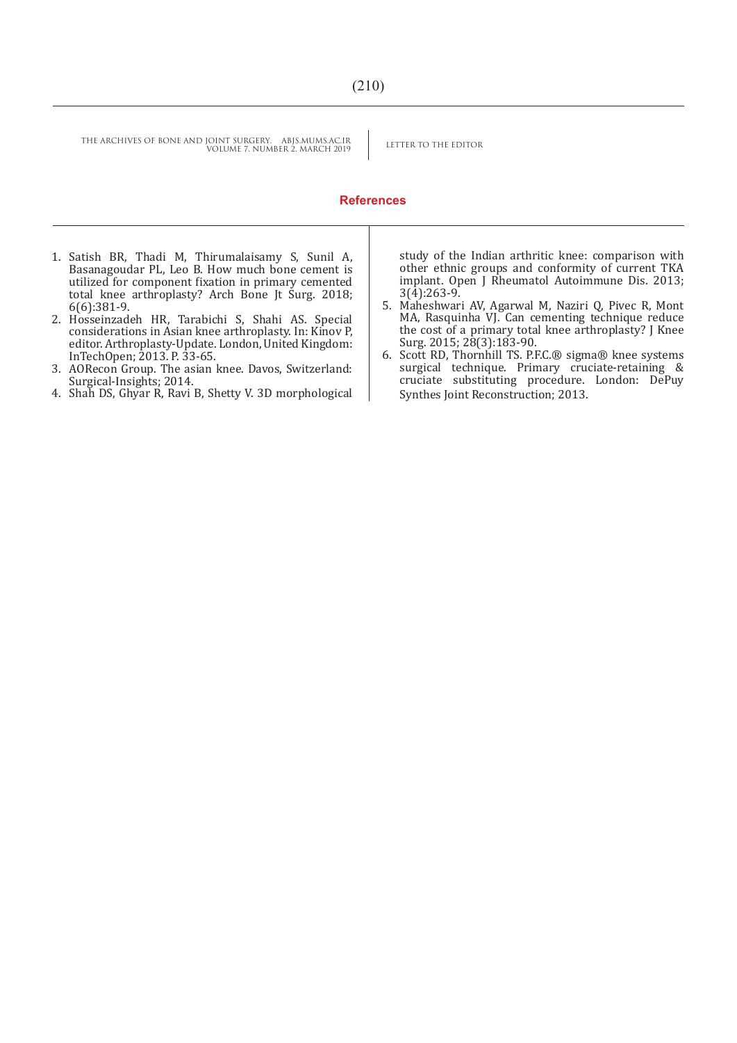## References

1. Satish BR, Thadi M, Thirumalaisamy S, Sunil A, Basanagoudar PL, Leo B. How much bone cement is utilized for component fixation in primary cemented total knee arthroplasty? Arch Bone Jt Surg. 2018; 6(6):381-9.
2. Hosseinzadeh HR, Tarabichi S, Shahi AS. Special considerations in Asian knee arthroplasty. In: Kinov P, editor. Arthroplasty-Update. London, United Kingdom: InTechOpen; 2013. P. 33-65.
3. AORecon Group. The asian knee. Davos, Switzerland: Surgical-Insights; 2014.
4. Shah DS, Ghyar R, Ravi B, Shetty V. 3D morphological study of the Indian arthritic knee: comparison with other ethnic groups and conformity of current TKA implant. Open J Rheumatol Autoimmune Dis. 2013; 3(4):263-9.
5. Maheshwari AV, Agarwal M, Naziri Q, Pivec R, Mont MA, Rasquinha VJ. Can cementing technique reduce the cost of a primary total knee arthroplasty? J Knee Surg. 2015; 28(3):183-90.
6. Scott RD, Thornhill TS. P.F.C.® sigma® knee systems surgical technique. Primary cruciate-retaining & cruciate substituting procedure. London: DePuy Synthes Joint Reconstruction; 2013.